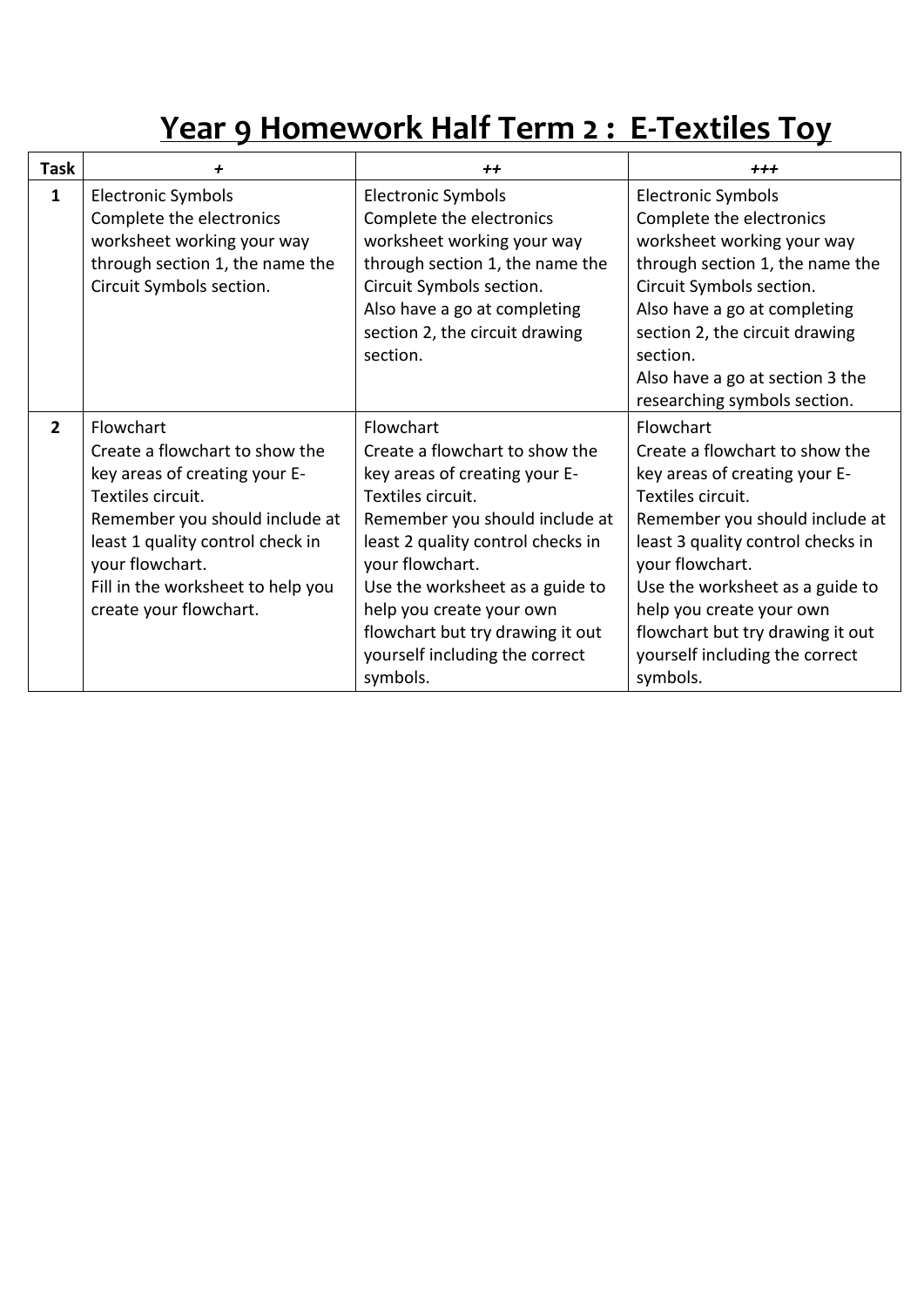# Year 9 Homework Half Term 2 : E-Textiles Toy

| Task | + | ++ | +++ |
|---|---|---|---|
| 1 | Electronic Symbols<br>Complete the electronics worksheet working your way through section 1, the name the Circuit Symbols section. | Electronic Symbols<br>Complete the electronics worksheet working your way through section 1, the name the Circuit Symbols section.<br>Also have a go at completing section 2, the circuit drawing section. | Electronic Symbols<br>Complete the electronics worksheet working your way through section 1, the name the Circuit Symbols section.<br>Also have a go at completing section 2, the circuit drawing section.<br>Also have a go at section 3 the researching symbols section. |
| 2 | Flowchart<br>Create a flowchart to show the key areas of creating your E-Textiles circuit.<br>Remember you should include at least 1 quality control check in your flowchart.<br>Fill in the worksheet to help you create your flowchart. | Flowchart<br>Create a flowchart to show the key areas of creating your E-Textiles circuit.<br>Remember you should include at least 2 quality control checks in your flowchart.<br>Use the worksheet as a guide to help you create your own flowchart but try drawing it out yourself including the correct symbols. | Flowchart<br>Create a flowchart to show the key areas of creating your E-Textiles circuit.<br>Remember you should include at least 3 quality control checks in your flowchart.<br>Use the worksheet as a guide to help you create your own flowchart but try drawing it out yourself including the correct symbols. |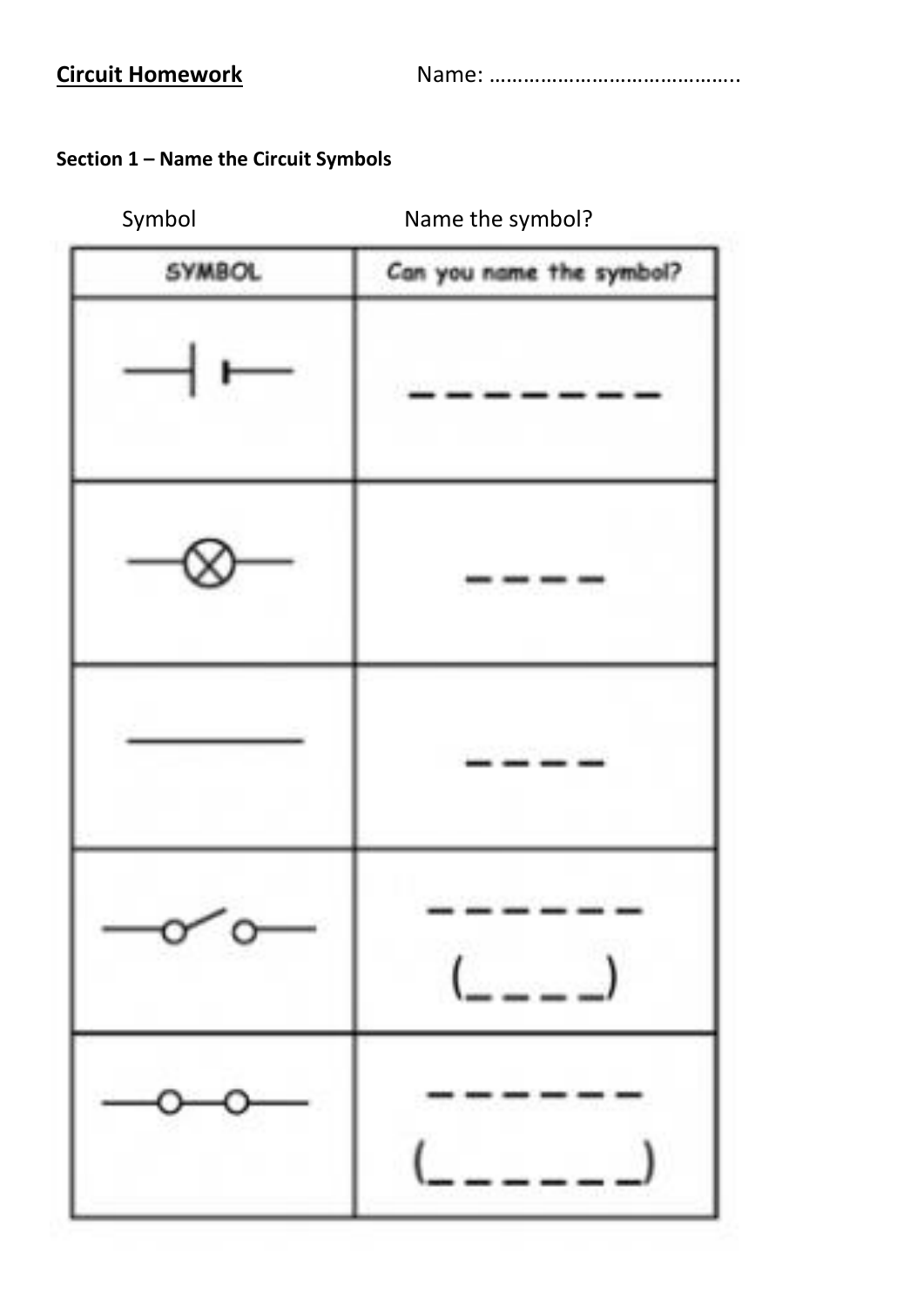**Circuit Homework** Name: ……………………………………..

**Section 1 – Name the Circuit Symbols**

Symbol Name the symbol?

| SYMBOL | Can you name the symbol? |
| --- | --- |
| | _ _ _ _ _ _ _ _ |
| | _ _ _ _ |
| | _ _ _ _ |
| | _ _ _ _ _ _ (_ _ _ _) |
| | _ _ _ _ _ _ (_ _ _ _ _ _) |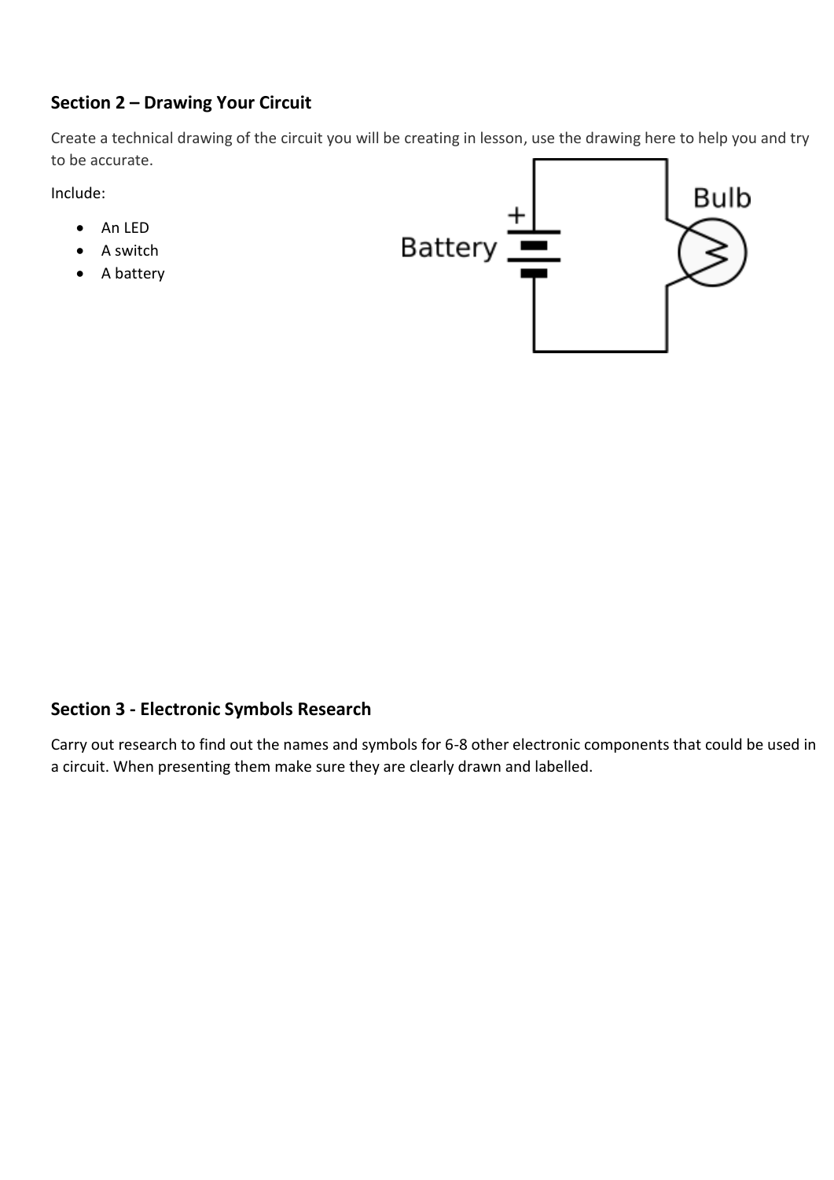## Section 2 – Drawing Your Circuit

Create a technical drawing of the circuit you will be creating in lesson, use the drawing here to help you and try to be accurate.

Include:

- An LED
- A switch
- A battery

## Section 3 - Electronic Symbols Research

Carry out research to find out the names and symbols for 6-8 other electronic components that could be used in a circuit. When presenting them make sure they are clearly drawn and labelled.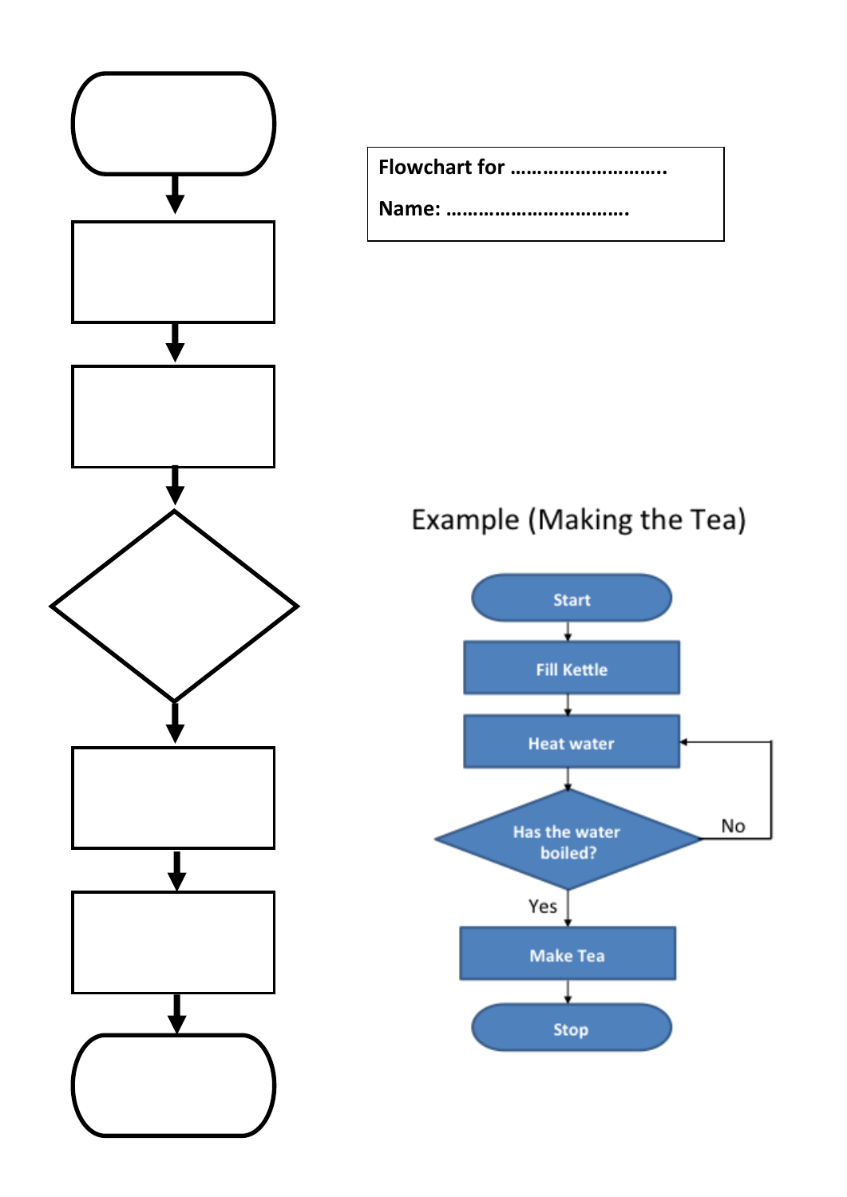**Flowchart for ……………………….**

**Name: ……………………………..**

Example (Making the Tea)

Start

Fill Kettle

Heat water

Has the water boiled?

No

Yes

Make Tea

Stop